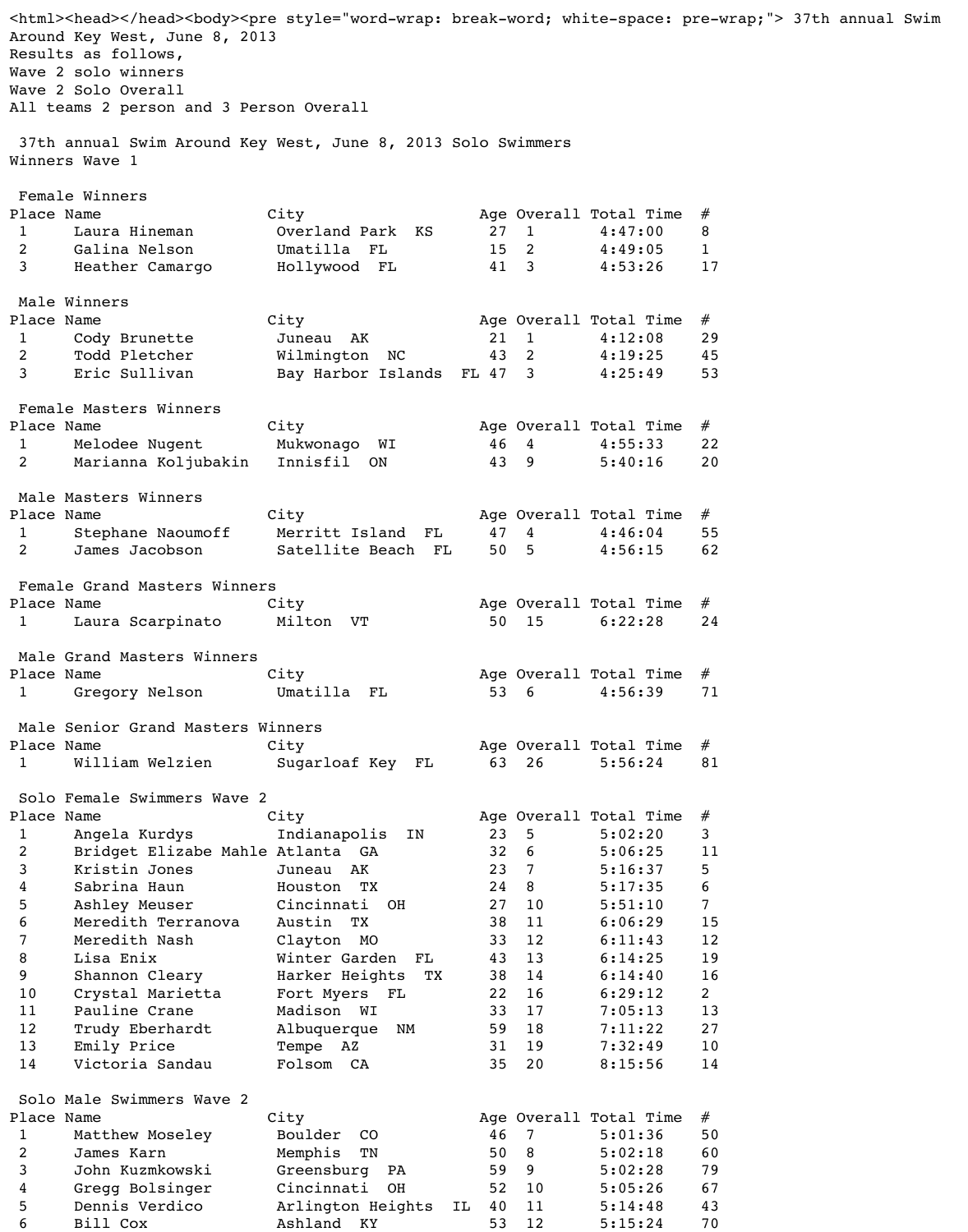37th annual Swim Around Key West, June 8, 2013
Results as follows,
Wave 2 solo winners
Wave 2 Solo Overall
All teams 2 person and 3 Person Overall

## 37th annual Swim Around Key West, June 8, 2013 Solo Swimmers

### Winners Wave 1

#### Female Winners

| Place | Name | City | Age | Overall | Total Time | # |
|---|---|---|---|---|---|---|
| 1 | Laura Hineman | Overland Park KS | 27 | 1 | 4:47:00 | 8 |
| 2 | Galina Nelson | Umatilla FL | 15 | 2 | 4:49:05 | 1 |
| 3 | Heather Camargo | Hollywood FL | 41 | 3 | 4:53:26 | 17 |

#### Male Winners

| Place | Name | City | Age | Overall | Total Time | # |
|---|---|---|---|---|---|---|
| 1 | Cody Brunette | Juneau AK | 21 | 1 | 4:12:08 | 29 |
| 2 | Todd Pletcher | Wilmington NC | 43 | 2 | 4:19:25 | 45 |
| 3 | Eric Sullivan | Bay Harbor Islands FL | 47 | 3 | 4:25:49 | 53 |

#### Female Masters Winners

| Place | Name | City | Age | Overall | Total Time | # |
|---|---|---|---|---|---|---|
| 1 | Melodee Nugent | Mukwonago WI | 46 | 4 | 4:55:33 | 22 |
| 2 | Marianna Koljubakin | Innisfil ON | 43 | 9 | 5:40:16 | 20 |

#### Male Masters Winners

| Place | Name | City | Age | Overall | Total Time | # |
|---|---|---|---|---|---|---|
| 1 | Stephane Naoumoff | Merritt Island FL | 47 | 4 | 4:46:04 | 55 |
| 2 | James Jacobson | Satellite Beach FL | 50 | 5 | 4:56:15 | 62 |

#### Female Grand Masters Winners

| Place | Name | City | Age | Overall | Total Time | # |
|---|---|---|---|---|---|---|
| 1 | Laura Scarpinato | Milton VT | 50 | 15 | 6:22:28 | 24 |

#### Male Grand Masters Winners

| Place | Name | City | Age | Overall | Total Time | # |
|---|---|---|---|---|---|---|
| 1 | Gregory Nelson | Umatilla FL | 53 | 6 | 4:56:39 | 71 |

#### Male Senior Grand Masters Winners

| Place | Name | City | Age | Overall | Total Time | # |
|---|---|---|---|---|---|---|
| 1 | William Welzien | Sugarloaf Key FL | 63 | 26 | 5:56:24 | 81 |

#### Solo Female Swimmers Wave 2

| Place | Name | City | Age | Overall | Total Time | # |
|---|---|---|---|---|---|---|
| 1 | Angela Kurdys | Indianapolis IN | 23 | 5 | 5:02:20 | 3 |
| 2 | Bridget Elizabe Mahle | Atlanta GA | 32 | 6 | 5:06:25 | 11 |
| 3 | Kristin Jones | Juneau AK | 23 | 7 | 5:16:37 | 5 |
| 4 | Sabrina Haun | Houston TX | 24 | 8 | 5:17:35 | 6 |
| 5 | Ashley Meuser | Cincinnati OH | 27 | 10 | 5:51:10 | 7 |
| 6 | Meredith Terranova | Austin TX | 38 | 11 | 6:06:29 | 15 |
| 7 | Meredith Nash | Clayton MO | 33 | 12 | 6:11:43 | 12 |
| 8 | Lisa Enix | Winter Garden FL | 43 | 13 | 6:14:25 | 19 |
| 9 | Shannon Cleary | Harker Heights TX | 38 | 14 | 6:14:40 | 16 |
| 10 | Crystal Marietta | Fort Myers FL | 22 | 16 | 6:29:12 | 2 |
| 11 | Pauline Crane | Madison WI | 33 | 17 | 7:05:13 | 13 |
| 12 | Trudy Eberhardt | Albuquerque NM | 59 | 18 | 7:11:22 | 27 |
| 13 | Emily Price | Tempe AZ | 31 | 19 | 7:32:49 | 10 |
| 14 | Victoria Sandau | Folsom CA | 35 | 20 | 8:15:56 | 14 |

#### Solo Male Swimmers Wave 2

| Place | Name | City | Age | Overall | Total Time | # |
|---|---|---|---|---|---|---|
| 1 | Matthew Moseley | Boulder CO | 46 | 7 | 5:01:36 | 50 |
| 2 | James Karn | Memphis TN | 50 | 8 | 5:02:18 | 60 |
| 3 | John Kuzmkowski | Greensburg PA | 59 | 9 | 5:02:28 | 79 |
| 4 | Gregg Bolsinger | Cincinnati OH | 52 | 10 | 5:05:26 | 67 |
| 5 | Dennis Verdico | Arlington Heights IL | 40 | 11 | 5:14:48 | 43 |
| 6 | Bill Cox | Ashland KY | 53 | 12 | 5:15:24 | 70 |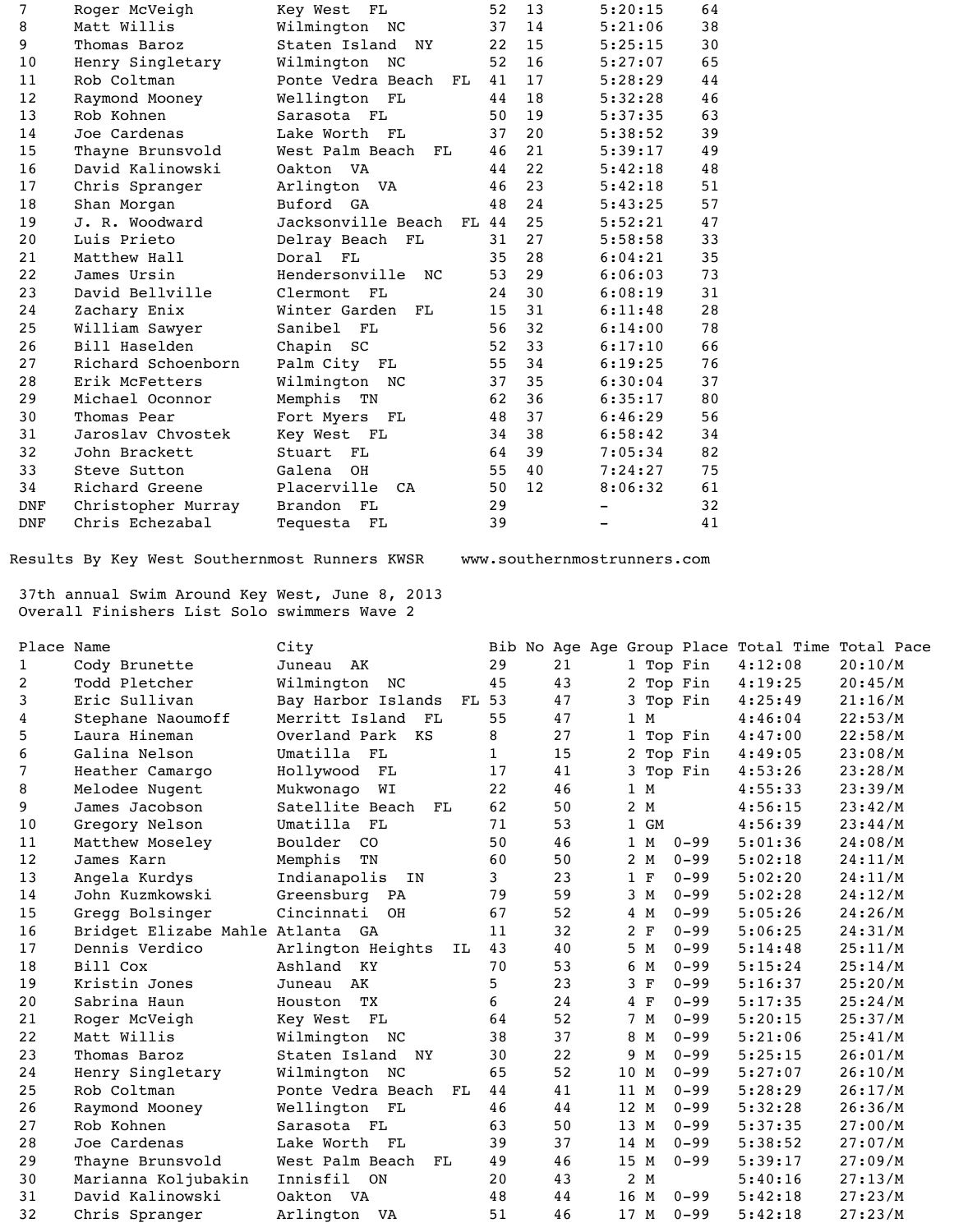| | | | | | | |
|---|---|---|---|---|---|---|
| 7 | Roger McVeigh | Key West FL | 52 | 13 | 5:20:15 | 64 |
| 8 | Matt Willis | Wilmington NC | 37 | 14 | 5:21:06 | 38 |
| 9 | Thomas Baroz | Staten Island NY | 22 | 15 | 5:25:15 | 30 |
| 10 | Henry Singletary | Wilmington NC | 52 | 16 | 5:27:07 | 65 |
| 11 | Rob Coltman | Ponte Vedra Beach FL | 41 | 17 | 5:28:29 | 44 |
| 12 | Raymond Mooney | Wellington FL | 44 | 18 | 5:32:28 | 46 |
| 13 | Rob Kohnen | Sarasota FL | 50 | 19 | 5:37:35 | 63 |
| 14 | Joe Cardenas | Lake Worth FL | 37 | 20 | 5:38:52 | 39 |
| 15 | Thayne Brunsvold | West Palm Beach FL | 46 | 21 | 5:39:17 | 49 |
| 16 | David Kalinowski | Oakton VA | 44 | 22 | 5:42:18 | 48 |
| 17 | Chris Spranger | Arlington VA | 46 | 23 | 5:42:18 | 51 |
| 18 | Shan Morgan | Buford GA | 48 | 24 | 5:43:25 | 57 |
| 19 | J. R. Woodward | Jacksonville Beach FL | 44 | 25 | 5:52:21 | 47 |
| 20 | Luis Prieto | Delray Beach FL | 31 | 27 | 5:58:58 | 33 |
| 21 | Matthew Hall | Doral FL | 35 | 28 | 6:04:21 | 35 |
| 22 | James Ursin | Hendersonville NC | 53 | 29 | 6:06:03 | 73 |
| 23 | David Bellville | Clermont FL | 24 | 30 | 6:08:19 | 31 |
| 24 | Zachary Enix | Winter Garden FL | 15 | 31 | 6:11:48 | 28 |
| 25 | William Sawyer | Sanibel FL | 56 | 32 | 6:14:00 | 78 |
| 26 | Bill Haselden | Chapin SC | 52 | 33 | 6:17:10 | 66 |
| 27 | Richard Schoenborn | Palm City FL | 55 | 34 | 6:19:25 | 76 |
| 28 | Erik McFetters | Wilmington NC | 37 | 35 | 6:30:04 | 37 |
| 29 | Michael Oconnor | Memphis TN | 62 | 36 | 6:35:17 | 80 |
| 30 | Thomas Pear | Fort Myers FL | 48 | 37 | 6:46:29 | 56 |
| 31 | Jaroslav Chvostek | Key West FL | 34 | 38 | 6:58:42 | 34 |
| 32 | John Brackett | Stuart FL | 64 | 39 | 7:05:34 | 82 |
| 33 | Steve Sutton | Galena OH | 55 | 40 | 7:24:27 | 75 |
| 34 | Richard Greene | Placerville CA | 50 | 12 | 8:06:32 | 61 |
| DNF | Christopher Murray | Brandon FL | 29 | | - | 32 |
| DNF | Chris Echezabal | Tequesta FL | 39 | | - | 41 |

Results By Key West Southernmost Runners KWSR www.southernmostrunners.com

37th annual Swim Around Key West, June 8, 2013
Overall Finishers List Solo swimmers Wave 2

| Place | Name | City | Bib No | Age | Age Group Place | Total Time | Total Pace |
|---|---|---|---|---|---|---|---|
| 1 | Cody Brunette | Juneau AK | 29 | 21 | 1 Top Fin | 4:12:08 | 20:10/M |
| 2 | Todd Pletcher | Wilmington NC | 45 | 43 | 2 Top Fin | 4:19:25 | 20:45/M |
| 3 | Eric Sullivan | Bay Harbor Islands FL | 53 | 47 | 3 Top Fin | 4:25:49 | 21:16/M |
| 4 | Stephane Naoumoff | Merritt Island FL | 55 | 47 | 1 M | 4:46:04 | 22:53/M |
| 5 | Laura Hineman | Overland Park KS | 8 | 27 | 1 Top Fin | 4:47:00 | 22:58/M |
| 6 | Galina Nelson | Umatilla FL | 1 | 15 | 2 Top Fin | 4:49:05 | 23:08/M |
| 7 | Heather Camargo | Hollywood FL | 17 | 41 | 3 Top Fin | 4:53:26 | 23:28/M |
| 8 | Melodee Nugent | Mukwonago WI | 22 | 46 | 1 M | 4:55:33 | 23:39/M |
| 9 | James Jacobson | Satellite Beach FL | 62 | 50 | 2 M | 4:56:15 | 23:42/M |
| 10 | Gregory Nelson | Umatilla FL | 71 | 53 | 1 GM | 4:56:39 | 23:44/M |
| 11 | Matthew Moseley | Boulder CO | 50 | 46 | 1 M 0-99 | 5:01:36 | 24:08/M |
| 12 | James Karn | Memphis TN | 60 | 50 | 2 M 0-99 | 5:02:18 | 24:11/M |
| 13 | Angela Kurdys | Indianapolis IN | 3 | 23 | 1 F 0-99 | 5:02:20 | 24:11/M |
| 14 | John Kuzmkowski | Greensburg PA | 79 | 59 | 3 M 0-99 | 5:02:28 | 24:12/M |
| 15 | Gregg Bolsinger | Cincinnati OH | 67 | 52 | 4 M 0-99 | 5:05:26 | 24:26/M |
| 16 | Bridget Elizabe Mahle | Atlanta GA | 11 | 32 | 2 F 0-99 | 5:06:25 | 24:31/M |
| 17 | Dennis Verdico | Arlington Heights IL | 43 | 40 | 5 M 0-99 | 5:14:48 | 25:11/M |
| 18 | Bill Cox | Ashland KY | 70 | 53 | 6 M 0-99 | 5:15:24 | 25:14/M |
| 19 | Kristin Jones | Juneau AK | 5 | 23 | 3 F 0-99 | 5:16:37 | 25:20/M |
| 20 | Sabrina Haun | Houston TX | 6 | 24 | 4 F 0-99 | 5:17:35 | 25:24/M |
| 21 | Roger McVeigh | Key West FL | 64 | 52 | 7 M 0-99 | 5:20:15 | 25:37/M |
| 22 | Matt Willis | Wilmington NC | 38 | 37 | 8 M 0-99 | 5:21:06 | 25:41/M |
| 23 | Thomas Baroz | Staten Island NY | 30 | 22 | 9 M 0-99 | 5:25:15 | 26:01/M |
| 24 | Henry Singletary | Wilmington NC | 65 | 52 | 10 M 0-99 | 5:27:07 | 26:10/M |
| 25 | Rob Coltman | Ponte Vedra Beach FL | 44 | 41 | 11 M 0-99 | 5:28:29 | 26:17/M |
| 26 | Raymond Mooney | Wellington FL | 46 | 44 | 12 M 0-99 | 5:32:28 | 26:36/M |
| 27 | Rob Kohnen | Sarasota FL | 63 | 50 | 13 M 0-99 | 5:37:35 | 27:00/M |
| 28 | Joe Cardenas | Lake Worth FL | 39 | 37 | 14 M 0-99 | 5:38:52 | 27:07/M |
| 29 | Thayne Brunsvold | West Palm Beach FL | 49 | 46 | 15 M 0-99 | 5:39:17 | 27:09/M |
| 30 | Marianna Koljubakin | Innisfil ON | 20 | 43 | 2 M | 5:40:16 | 27:13/M |
| 31 | David Kalinowski | Oakton VA | 48 | 44 | 16 M 0-99 | 5:42:18 | 27:23/M |
| 32 | Chris Spranger | Arlington VA | 51 | 46 | 17 M 0-99 | 5:42:18 | 27:23/M |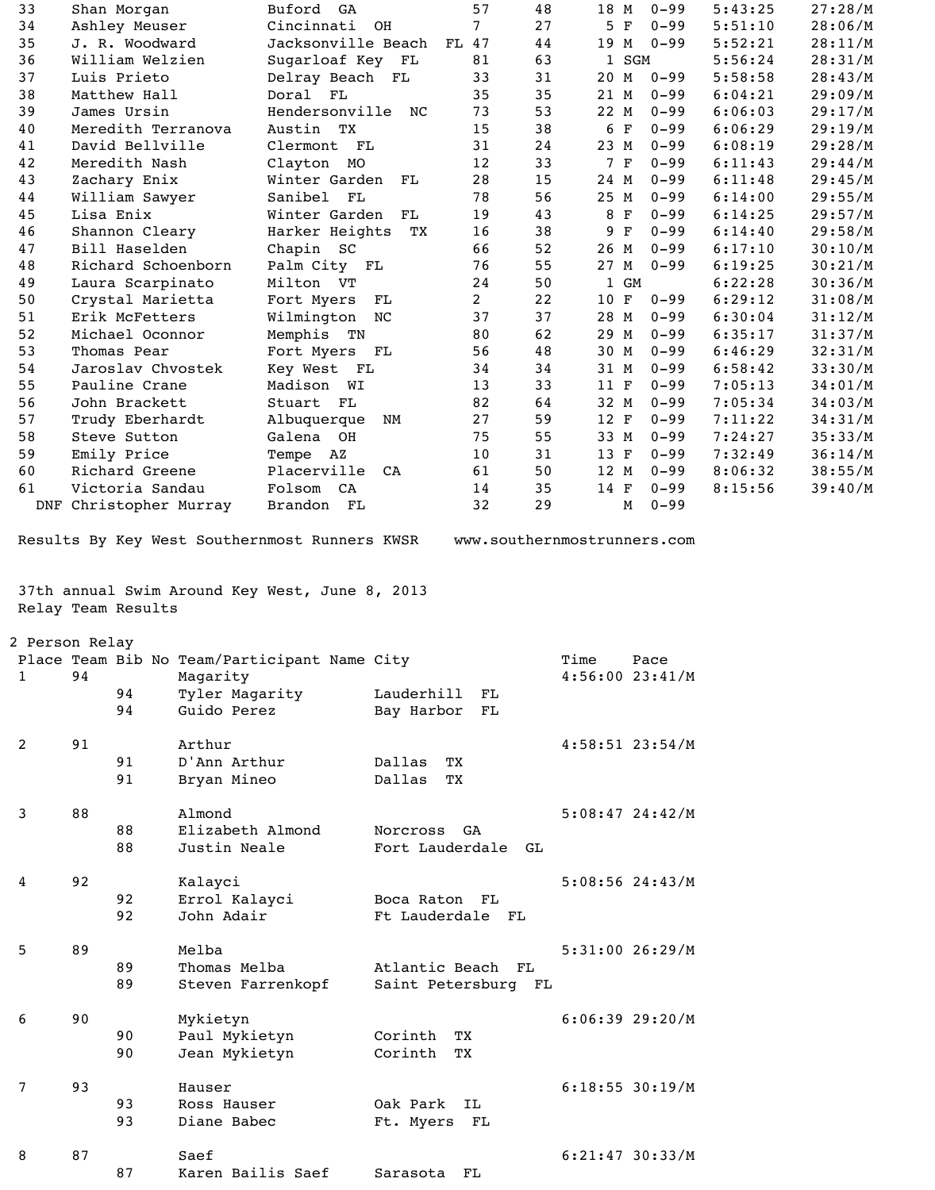| | | | | | | | | | |
|---|---|---|---|---|---|---|---|---|---|
| 33 | Shan Morgan | Buford GA | 57 | 48 | 18 | M | 0-99 | 5:43:25 | 27:28/M |
| 34 | Ashley Meuser | Cincinnati OH | 7 | 27 | 5 | F | 0-99 | 5:51:10 | 28:06/M |
| 35 | J. R. Woodward | Jacksonville Beach FL | 47 | 44 | 19 | M | 0-99 | 5:52:21 | 28:11/M |
| 36 | William Welzien | Sugarloaf Key FL | 81 | 63 | 1 | SGM | | 5:56:24 | 28:31/M |
| 37 | Luis Prieto | Delray Beach FL | 33 | 31 | 20 | M | 0-99 | 5:58:58 | 28:43/M |
| 38 | Matthew Hall | Doral FL | 35 | 35 | 21 | M | 0-99 | 6:04:21 | 29:09/M |
| 39 | James Ursin | Hendersonville NC | 73 | 53 | 22 | M | 0-99 | 6:06:03 | 29:17/M |
| 40 | Meredith Terranova | Austin TX | 15 | 38 | 6 | F | 0-99 | 6:06:29 | 29:19/M |
| 41 | David Bellville | Clermont FL | 31 | 24 | 23 | M | 0-99 | 6:08:19 | 29:28/M |
| 42 | Meredith Nash | Clayton MO | 12 | 33 | 7 | F | 0-99 | 6:11:43 | 29:44/M |
| 43 | Zachary Enix | Winter Garden FL | 28 | 15 | 24 | M | 0-99 | 6:11:48 | 29:45/M |
| 44 | William Sawyer | Sanibel FL | 78 | 56 | 25 | M | 0-99 | 6:14:00 | 29:55/M |
| 45 | Lisa Enix | Winter Garden FL | 19 | 43 | 8 | F | 0-99 | 6:14:25 | 29:57/M |
| 46 | Shannon Cleary | Harker Heights TX | 16 | 38 | 9 | F | 0-99 | 6:14:40 | 29:58/M |
| 47 | Bill Haselden | Chapin SC | 66 | 52 | 26 | M | 0-99 | 6:17:10 | 30:10/M |
| 48 | Richard Schoenborn | Palm City FL | 76 | 55 | 27 | M | 0-99 | 6:19:25 | 30:21/M |
| 49 | Laura Scarpinato | Milton VT | 24 | 50 | 1 | GM | | 6:22:28 | 30:36/M |
| 50 | Crystal Marietta | Fort Myers FL | 2 | 22 | 10 | F | 0-99 | 6:29:12 | 31:08/M |
| 51 | Erik McFetters | Wilmington NC | 37 | 37 | 28 | M | 0-99 | 6:30:04 | 31:12/M |
| 52 | Michael Oconnor | Memphis TN | 80 | 62 | 29 | M | 0-99 | 6:35:17 | 31:37/M |
| 53 | Thomas Pear | Fort Myers FL | 56 | 48 | 30 | M | 0-99 | 6:46:29 | 32:31/M |
| 54 | Jaroslav Chvostek | Key West FL | 34 | 34 | 31 | M | 0-99 | 6:58:42 | 33:30/M |
| 55 | Pauline Crane | Madison WI | 13 | 33 | 11 | F | 0-99 | 7:05:13 | 34:01/M |
| 56 | John Brackett | Stuart FL | 82 | 64 | 32 | M | 0-99 | 7:05:34 | 34:03/M |
| 57 | Trudy Eberhardt | Albuquerque NM | 27 | 59 | 12 | F | 0-99 | 7:11:22 | 34:31/M |
| 58 | Steve Sutton | Galena OH | 75 | 55 | 33 | M | 0-99 | 7:24:27 | 35:33/M |
| 59 | Emily Price | Tempe AZ | 10 | 31 | 13 | F | 0-99 | 7:32:49 | 36:14/M |
| 60 | Richard Greene | Placerville CA | 61 | 50 | 12 | M | 0-99 | 8:06:32 | 38:55/M |
| 61 | Victoria Sandau | Folsom CA | 14 | 35 | 14 | F | 0-99 | 8:15:56 | 39:40/M |
| DNF | Christopher Murray | Brandon FL | 32 | 29 | | M | 0-99 | | |

Results By Key West Southernmost Runners KWSR www.southernmostrunners.com

37th annual Swim Around Key West, June 8, 2013

Relay Team Results

2 Person Relay

| Place | Team | Bib No | Team/Participant Name | City | Time | Pace |
|---|---|---|---|---|---|---|
| 1 | 94 | | Magarity | | 4:56:00 | 23:41/M |
| | | 94 | Tyler Magarity | Lauderhill FL | | |
| | | 94 | Guido Perez | Bay Harbor FL | | |
| 2 | 91 | | Arthur | | 4:58:51 | 23:54/M |
| | | 91 | D'Ann Arthur | Dallas TX | | |
| | | 91 | Bryan Mineo | Dallas TX | | |
| 3 | 88 | | Almond | | 5:08:47 | 24:42/M |
| | | 88 | Elizabeth Almond | Norcross GA | | |
| | | 88 | Justin Neale | Fort Lauderdale GL | | |
| 4 | 92 | | Kalayci | | 5:08:56 | 24:43/M |
| | | 92 | Errol Kalayci | Boca Raton FL | | |
| | | 92 | John Adair | Ft Lauderdale FL | | |
| 5 | 89 | | Melba | | 5:31:00 | 26:29/M |
| | | 89 | Thomas Melba | Atlantic Beach FL | | |
| | | 89 | Steven Farrenkopf | Saint Petersburg FL | | |
| 6 | 90 | | Mykietyn | | 6:06:39 | 29:20/M |
| | | 90 | Paul Mykietyn | Corinth TX | | |
| | | 90 | Jean Mykietyn | Corinth TX | | |
| 7 | 93 | | Hauser | | 6:18:55 | 30:19/M |
| | | 93 | Ross Hauser | Oak Park IL | | |
| | | 93 | Diane Babec | Ft. Myers FL | | |
| 8 | 87 | | Saef | | 6:21:47 | 30:33/M |
| | | 87 | Karen Bailis Saef | Sarasota FL | | |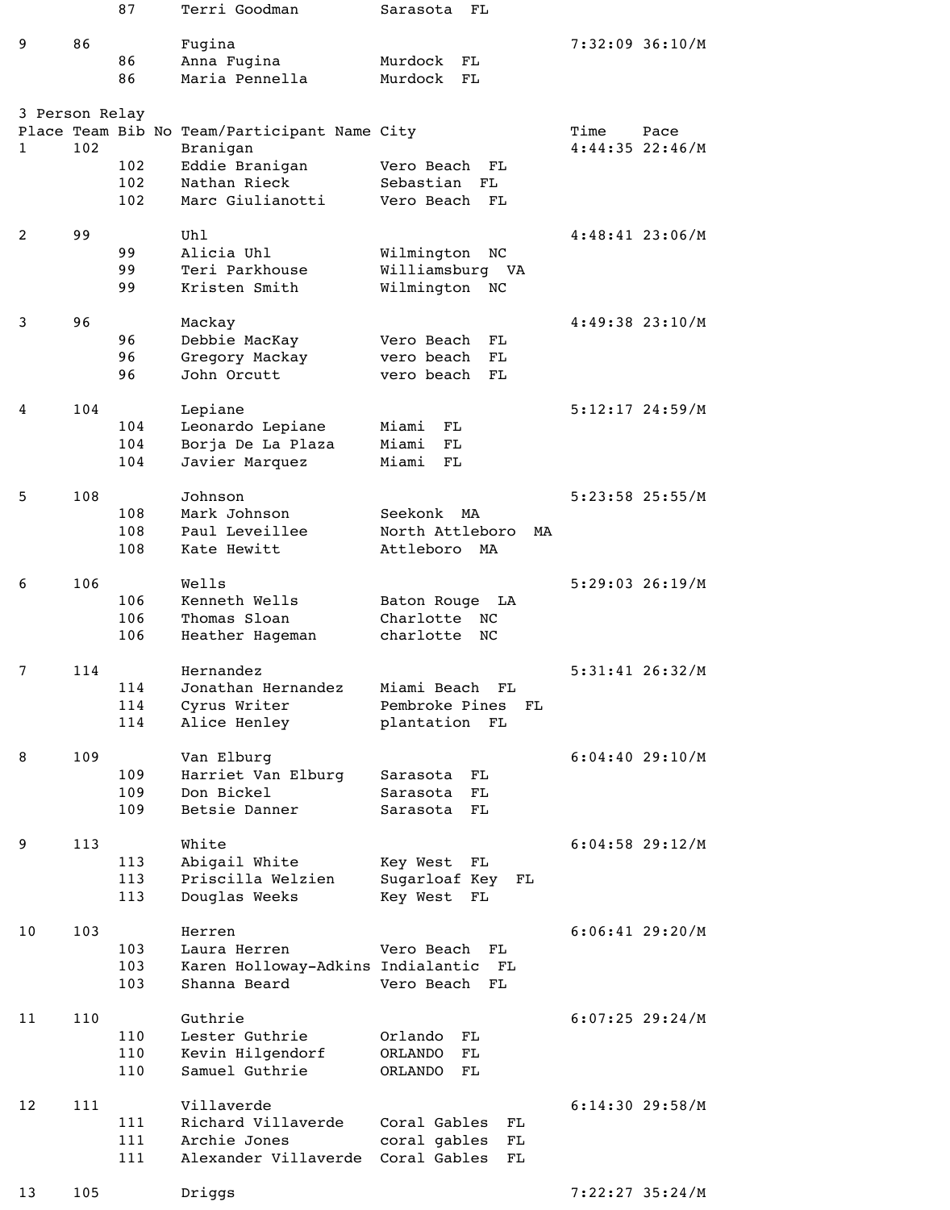| Place | Team | Bib No | Team/Participant Name | City | Time | Pace |
|---|---|---|---|---|---|---|
| | | 87 | Terri Goodman | Sarasota FL | | |
| 9 | 86 | | Fugina | | 7:32:09 | 36:10/M |
| | | 86 | Anna Fugina | Murdock FL | | |
| | | 86 | Maria Pennella | Murdock FL | | |

3 Person Relay

| Place | Team | Bib No | Team/Participant Name | City | Time | Pace |
|---|---|---|---|---|---|---|
| 1 | 102 | | Branigan | | 4:44:35 | 22:46/M |
| | | 102 | Eddie Branigan | Vero Beach FL | | |
| | | 102 | Nathan Rieck | Sebastian FL | | |
| | | 102 | Marc Giulianotti | Vero Beach FL | | |
| 2 | 99 | | Uhl | | 4:48:41 | 23:06/M |
| | | 99 | Alicia Uhl | Wilmington NC | | |
| | | 99 | Teri Parkhouse | Williamsburg VA | | |
| | | 99 | Kristen Smith | Wilmington NC | | |
| 3 | 96 | | Mackay | | 4:49:38 | 23:10/M |
| | | 96 | Debbie MacKay | Vero Beach FL | | |
| | | 96 | Gregory Mackay | vero beach FL | | |
| | | 96 | John Orcutt | vero beach FL | | |
| 4 | 104 | | Lepiane | | 5:12:17 | 24:59/M |
| | | 104 | Leonardo Lepiane | Miami FL | | |
| | | 104 | Borja De La Plaza | Miami FL | | |
| | | 104 | Javier Marquez | Miami FL | | |
| 5 | 108 | | Johnson | | 5:23:58 | 25:55/M |
| | | 108 | Mark Johnson | Seekonk MA | | |
| | | 108 | Paul Leveillee | North Attleboro MA | | |
| | | 108 | Kate Hewitt | Attleboro MA | | |
| 6 | 106 | | Wells | | 5:29:03 | 26:19/M |
| | | 106 | Kenneth Wells | Baton Rouge LA | | |
| | | 106 | Thomas Sloan | Charlotte NC | | |
| | | 106 | Heather Hageman | charlotte NC | | |
| 7 | 114 | | Hernandez | | 5:31:41 | 26:32/M |
| | | 114 | Jonathan Hernandez | Miami Beach FL | | |
| | | 114 | Cyrus Writer | Pembroke Pines FL | | |
| | | 114 | Alice Henley | plantation FL | | |
| 8 | 109 | | Van Elburg | | 6:04:40 | 29:10/M |
| | | 109 | Harriet Van Elburg | Sarasota FL | | |
| | | 109 | Don Bickel | Sarasota FL | | |
| | | 109 | Betsie Danner | Sarasota FL | | |
| 9 | 113 | | White | | 6:04:58 | 29:12/M |
| | | 113 | Abigail White | Key West FL | | |
| | | 113 | Priscilla Welzien | Sugarloaf Key FL | | |
| | | 113 | Douglas Weeks | Key West FL | | |
| 10 | 103 | | Herren | | 6:06:41 | 29:20/M |
| | | 103 | Laura Herren | Vero Beach FL | | |
| | | 103 | Karen Holloway-Adkins | Indialantic FL | | |
| | | 103 | Shanna Beard | Vero Beach FL | | |
| 11 | 110 | | Guthrie | | 6:07:25 | 29:24/M |
| | | 110 | Lester Guthrie | Orlando FL | | |
| | | 110 | Kevin Hilgendorf | ORLANDO FL | | |
| | | 110 | Samuel Guthrie | ORLANDO FL | | |
| 12 | 111 | | Villaverde | | 6:14:30 | 29:58/M |
| | | 111 | Richard Villaverde | Coral Gables FL | | |
| | | 111 | Archie Jones | coral gables FL | | |
| | | 111 | Alexander Villaverde | Coral Gables FL | | |
| 13 | 105 | | Driggs | | 7:22:27 | 35:24/M |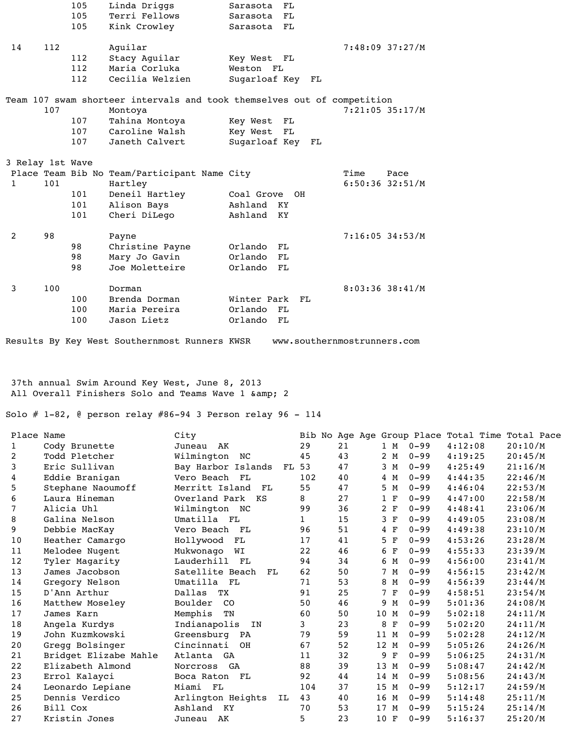| Place | Team | Bib No | Team/Participant Name | City | Time | Pace |
|---|---|---|---|---|---|---|
| | | 105 | Linda Driggs | Sarasota FL | | |
| | | 105 | Terri Fellows | Sarasota FL | | |
| | | 105 | Kink Crowley | Sarasota FL | | |
| 14 | 112 | | Aguilar | | 7:48:09 | 37:27/M |
| | | 112 | Stacy Aguilar | Key West FL | | |
| | | 112 | Maria Corluka | Weston FL | | |
| | | 112 | Cecilia Welzien | Sugarloaf Key FL | | |

Team 107 swam shorteer intervals and took themselves out of competition

| Place | Team | Bib No | Team/Participant Name | City | Time | Pace |
|---|---|---|---|---|---|---|
| | 107 | | Montoya | | 7:21:05 | 35:17/M |
| | | 107 | Tahina Montoya | Key West FL | | |
| | | 107 | Caroline Walsh | Key West FL | | |
| | | 107 | Janeth Calvert | Sugarloaf Key FL | | |

3 Relay 1st Wave

| Place | Team | Bib No | Team/Participant Name | City | Time | Pace |
|---|---|---|---|---|---|---|
| 1 | 101 | | Hartley | | 6:50:36 | 32:51/M |
| | | 101 | Deneil Hartley | Coal Grove OH | | |
| | | 101 | Alison Bays | Ashland KY | | |
| | | 101 | Cheri DiLego | Ashland KY | | |
| 2 | 98 | | Payne | | 7:16:05 | 34:53/M |
| | | 98 | Christine Payne | Orlando FL | | |
| | | 98 | Mary Jo Gavin | Orlando FL | | |
| | | 98 | Joe Moletteire | Orlando FL | | |
| 3 | 100 | | Dorman | | 8:03:36 | 38:41/M |
| | | 100 | Brenda Dorman | Winter Park FL | | |
| | | 100 | Maria Pereira | Orlando FL | | |
| | | 100 | Jason Lietz | Orlando FL | | |

Results By Key West Southernmost Runners KWSR www.southernmostrunners.com

37th annual Swim Around Key West, June 8, 2013
All Overall Finishers Solo and Teams Wave 1 &amp; 2

Solo # 1-82, @ person relay #86-94 3 Person relay 96 - 114

| Place | Name | City | Bib No | Age | Age Group Place | Total Time | Total Pace |
|---|---|---|---|---|---|---|---|
| 1 | Cody Brunette | Juneau AK | 29 | 21 | 1 M 0-99 | 4:12:08 | 20:10/M |
| 2 | Todd Pletcher | Wilmington NC | 45 | 43 | 2 M 0-99 | 4:19:25 | 20:45/M |
| 3 | Eric Sullivan | Bay Harbor Islands FL | 53 | 47 | 3 M 0-99 | 4:25:49 | 21:16/M |
| 4 | Eddie Branigan | Vero Beach FL | 102 | 40 | 4 M 0-99 | 4:44:35 | 22:46/M |
| 5 | Stephane Naoumoff | Merritt Island FL | 55 | 47 | 5 M 0-99 | 4:46:04 | 22:53/M |
| 6 | Laura Hineman | Overland Park KS | 8 | 27 | 1 F 0-99 | 4:47:00 | 22:58/M |
| 7 | Alicia Uhl | Wilmington NC | 99 | 36 | 2 F 0-99 | 4:48:41 | 23:06/M |
| 8 | Galina Nelson | Umatilla FL | 1 | 15 | 3 F 0-99 | 4:49:05 | 23:08/M |
| 9 | Debbie MacKay | Vero Beach FL | 96 | 51 | 4 F 0-99 | 4:49:38 | 23:10/M |
| 10 | Heather Camargo | Hollywood FL | 17 | 41 | 5 F 0-99 | 4:53:26 | 23:28/M |
| 11 | Melodee Nugent | Mukwonago WI | 22 | 46 | 6 F 0-99 | 4:55:33 | 23:39/M |
| 12 | Tyler Magarity | Lauderhill FL | 94 | 34 | 6 M 0-99 | 4:56:00 | 23:41/M |
| 13 | James Jacobson | Satellite Beach FL | 62 | 50 | 7 M 0-99 | 4:56:15 | 23:42/M |
| 14 | Gregory Nelson | Umatilla FL | 71 | 53 | 8 M 0-99 | 4:56:39 | 23:44/M |
| 15 | D'Ann Arthur | Dallas TX | 91 | 25 | 7 F 0-99 | 4:58:51 | 23:54/M |
| 16 | Matthew Moseley | Boulder CO | 50 | 46 | 9 M 0-99 | 5:01:36 | 24:08/M |
| 17 | James Karn | Memphis TN | 60 | 50 | 10 M 0-99 | 5:02:18 | 24:11/M |
| 18 | Angela Kurdys | Indianapolis IN | 3 | 23 | 8 F 0-99 | 5:02:20 | 24:11/M |
| 19 | John Kuzmkowski | Greensburg PA | 79 | 59 | 11 M 0-99 | 5:02:28 | 24:12/M |
| 20 | Gregg Bolsinger | Cincinnati OH | 67 | 52 | 12 M 0-99 | 5:05:26 | 24:26/M |
| 21 | Bridget Elizabe Mahle | Atlanta GA | 11 | 32 | 9 F 0-99 | 5:06:25 | 24:31/M |
| 22 | Elizabeth Almond | Norcross GA | 88 | 39 | 13 M 0-99 | 5:08:47 | 24:42/M |
| 23 | Errol Kalayci | Boca Raton FL | 92 | 44 | 14 M 0-99 | 5:08:56 | 24:43/M |
| 24 | Leonardo Lepiane | Miami FL | 104 | 37 | 15 M 0-99 | 5:12:17 | 24:59/M |
| 25 | Dennis Verdico | Arlington Heights IL | 43 | 40 | 16 M 0-99 | 5:14:48 | 25:11/M |
| 26 | Bill Cox | Ashland KY | 70 | 53 | 17 M 0-99 | 5:15:24 | 25:14/M |
| 27 | Kristin Jones | Juneau AK | 5 | 23 | 10 F 0-99 | 5:16:37 | 25:20/M |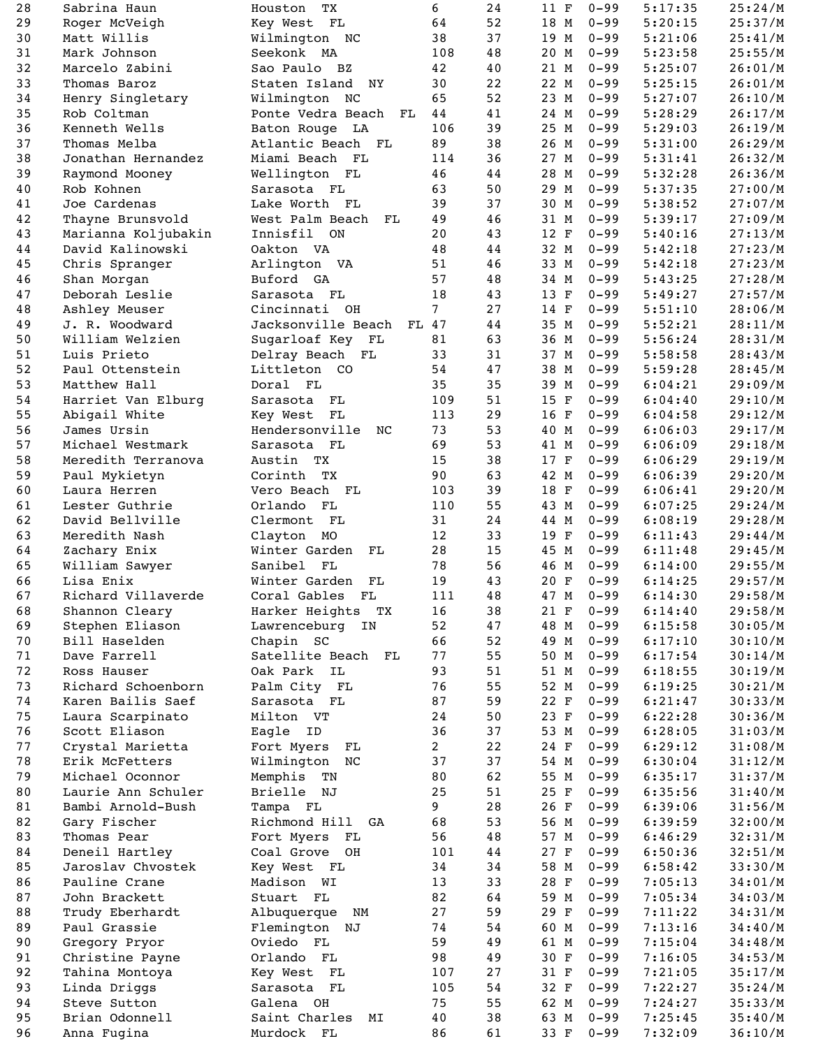| | | | | | | | | |
|---|---|---|---|---|---|---|---|---|
| 28 | Sabrina Haun | Houston TX | 6 | 24 | 11 F | 0-99 | 5:17:35 | 25:24/M |
| 29 | Roger McVeigh | Key West FL | 64 | 52 | 18 M | 0-99 | 5:20:15 | 25:37/M |
| 30 | Matt Willis | Wilmington NC | 38 | 37 | 19 M | 0-99 | 5:21:06 | 25:41/M |
| 31 | Mark Johnson | Seekonk MA | 108 | 48 | 20 M | 0-99 | 5:23:58 | 25:55/M |
| 32 | Marcelo Zabini | Sao Paulo BZ | 42 | 40 | 21 M | 0-99 | 5:25:07 | 26:01/M |
| 33 | Thomas Baroz | Staten Island NY | 30 | 22 | 22 M | 0-99 | 5:25:15 | 26:01/M |
| 34 | Henry Singletary | Wilmington NC | 65 | 52 | 23 M | 0-99 | 5:27:07 | 26:10/M |
| 35 | Rob Coltman | Ponte Vedra Beach FL | 44 | 41 | 24 M | 0-99 | 5:28:29 | 26:17/M |
| 36 | Kenneth Wells | Baton Rouge LA | 106 | 39 | 25 M | 0-99 | 5:29:03 | 26:19/M |
| 37 | Thomas Melba | Atlantic Beach FL | 89 | 38 | 26 M | 0-99 | 5:31:00 | 26:29/M |
| 38 | Jonathan Hernandez | Miami Beach FL | 114 | 36 | 27 M | 0-99 | 5:31:41 | 26:32/M |
| 39 | Raymond Mooney | Wellington FL | 46 | 44 | 28 M | 0-99 | 5:32:28 | 26:36/M |
| 40 | Rob Kohnen | Sarasota FL | 63 | 50 | 29 M | 0-99 | 5:37:35 | 27:00/M |
| 41 | Joe Cardenas | Lake Worth FL | 39 | 37 | 30 M | 0-99 | 5:38:52 | 27:07/M |
| 42 | Thayne Brunsvold | West Palm Beach FL | 49 | 46 | 31 M | 0-99 | 5:39:17 | 27:09/M |
| 43 | Marianna Koljubakin | Innisfil ON | 20 | 43 | 12 F | 0-99 | 5:40:16 | 27:13/M |
| 44 | David Kalinowski | Oakton VA | 48 | 44 | 32 M | 0-99 | 5:42:18 | 27:23/M |
| 45 | Chris Spranger | Arlington VA | 51 | 46 | 33 M | 0-99 | 5:42:18 | 27:23/M |
| 46 | Shan Morgan | Buford GA | 57 | 48 | 34 M | 0-99 | 5:43:25 | 27:28/M |
| 47 | Deborah Leslie | Sarasota FL | 18 | 43 | 13 F | 0-99 | 5:49:27 | 27:57/M |
| 48 | Ashley Meuser | Cincinnati OH | 7 | 27 | 14 F | 0-99 | 5:51:10 | 28:06/M |
| 49 | J. R. Woodward | Jacksonville Beach FL | 47 | 44 | 35 M | 0-99 | 5:52:21 | 28:11/M |
| 50 | William Welzien | Sugarloaf Key FL | 81 | 63 | 36 M | 0-99 | 5:56:24 | 28:31/M |
| 51 | Luis Prieto | Delray Beach FL | 33 | 31 | 37 M | 0-99 | 5:58:58 | 28:43/M |
| 52 | Paul Ottenstein | Littleton CO | 54 | 47 | 38 M | 0-99 | 5:59:28 | 28:45/M |
| 53 | Matthew Hall | Doral FL | 35 | 35 | 39 M | 0-99 | 6:04:21 | 29:09/M |
| 54 | Harriet Van Elburg | Sarasota FL | 109 | 51 | 15 F | 0-99 | 6:04:40 | 29:10/M |
| 55 | Abigail White | Key West FL | 113 | 29 | 16 F | 0-99 | 6:04:58 | 29:12/M |
| 56 | James Ursin | Hendersonville NC | 73 | 53 | 40 M | 0-99 | 6:06:03 | 29:17/M |
| 57 | Michael Westmark | Sarasota FL | 69 | 53 | 41 M | 0-99 | 6:06:09 | 29:18/M |
| 58 | Meredith Terranova | Austin TX | 15 | 38 | 17 F | 0-99 | 6:06:29 | 29:19/M |
| 59 | Paul Mykietyn | Corinth TX | 90 | 63 | 42 M | 0-99 | 6:06:39 | 29:20/M |
| 60 | Laura Herren | Vero Beach FL | 103 | 39 | 18 F | 0-99 | 6:06:41 | 29:20/M |
| 61 | Lester Guthrie | Orlando FL | 110 | 55 | 43 M | 0-99 | 6:07:25 | 29:24/M |
| 62 | David Bellville | Clermont FL | 31 | 24 | 44 M | 0-99 | 6:08:19 | 29:28/M |
| 63 | Meredith Nash | Clayton MO | 12 | 33 | 19 F | 0-99 | 6:11:43 | 29:44/M |
| 64 | Zachary Enix | Winter Garden FL | 28 | 15 | 45 M | 0-99 | 6:11:48 | 29:45/M |
| 65 | William Sawyer | Sanibel FL | 78 | 56 | 46 M | 0-99 | 6:14:00 | 29:55/M |
| 66 | Lisa Enix | Winter Garden FL | 19 | 43 | 20 F | 0-99 | 6:14:25 | 29:57/M |
| 67 | Richard Villaverde | Coral Gables FL | 111 | 48 | 47 M | 0-99 | 6:14:30 | 29:58/M |
| 68 | Shannon Cleary | Harker Heights TX | 16 | 38 | 21 F | 0-99 | 6:14:40 | 29:58/M |
| 69 | Stephen Eliason | Lawrenceburg IN | 52 | 47 | 48 M | 0-99 | 6:15:58 | 30:05/M |
| 70 | Bill Haselden | Chapin SC | 66 | 52 | 49 M | 0-99 | 6:17:10 | 30:10/M |
| 71 | Dave Farrell | Satellite Beach FL | 77 | 55 | 50 M | 0-99 | 6:17:54 | 30:14/M |
| 72 | Ross Hauser | Oak Park IL | 93 | 51 | 51 M | 0-99 | 6:18:55 | 30:19/M |
| 73 | Richard Schoenborn | Palm City FL | 76 | 55 | 52 M | 0-99 | 6:19:25 | 30:21/M |
| 74 | Karen Bailis Saef | Sarasota FL | 87 | 59 | 22 F | 0-99 | 6:21:47 | 30:33/M |
| 75 | Laura Scarpinato | Milton VT | 24 | 50 | 23 F | 0-99 | 6:22:28 | 30:36/M |
| 76 | Scott Eliason | Eagle ID | 36 | 37 | 53 M | 0-99 | 6:28:05 | 31:03/M |
| 77 | Crystal Marietta | Fort Myers FL | 2 | 22 | 24 F | 0-99 | 6:29:12 | 31:08/M |
| 78 | Erik McFetters | Wilmington NC | 37 | 37 | 54 M | 0-99 | 6:30:04 | 31:12/M |
| 79 | Michael Oconnor | Memphis TN | 80 | 62 | 55 M | 0-99 | 6:35:17 | 31:37/M |
| 80 | Laurie Ann Schuler | Brielle NJ | 25 | 51 | 25 F | 0-99 | 6:35:56 | 31:40/M |
| 81 | Bambi Arnold-Bush | Tampa FL | 9 | 28 | 26 F | 0-99 | 6:39:06 | 31:56/M |
| 82 | Gary Fischer | Richmond Hill GA | 68 | 53 | 56 M | 0-99 | 6:39:59 | 32:00/M |
| 83 | Thomas Pear | Fort Myers FL | 56 | 48 | 57 M | 0-99 | 6:46:29 | 32:31/M |
| 84 | Deneil Hartley | Coal Grove OH | 101 | 44 | 27 F | 0-99 | 6:50:36 | 32:51/M |
| 85 | Jaroslav Chvostek | Key West FL | 34 | 34 | 58 M | 0-99 | 6:58:42 | 33:30/M |
| 86 | Pauline Crane | Madison WI | 13 | 33 | 28 F | 0-99 | 7:05:13 | 34:01/M |
| 87 | John Brackett | Stuart FL | 82 | 64 | 59 M | 0-99 | 7:05:34 | 34:03/M |
| 88 | Trudy Eberhardt | Albuquerque NM | 27 | 59 | 29 F | 0-99 | 7:11:22 | 34:31/M |
| 89 | Paul Grassie | Flemington NJ | 74 | 54 | 60 M | 0-99 | 7:13:16 | 34:40/M |
| 90 | Gregory Pryor | Oviedo FL | 59 | 49 | 61 M | 0-99 | 7:15:04 | 34:48/M |
| 91 | Christine Payne | Orlando FL | 98 | 49 | 30 F | 0-99 | 7:16:05 | 34:53/M |
| 92 | Tahina Montoya | Key West FL | 107 | 27 | 31 F | 0-99 | 7:21:05 | 35:17/M |
| 93 | Linda Driggs | Sarasota FL | 105 | 54 | 32 F | 0-99 | 7:22:27 | 35:24/M |
| 94 | Steve Sutton | Galena OH | 75 | 55 | 62 M | 0-99 | 7:24:27 | 35:33/M |
| 95 | Brian Odonnell | Saint Charles MI | 40 | 38 | 63 M | 0-99 | 7:25:45 | 35:40/M |
| 96 | Anna Fugina | Murdock FL | 86 | 61 | 33 F | 0-99 | 7:32:09 | 36:10/M |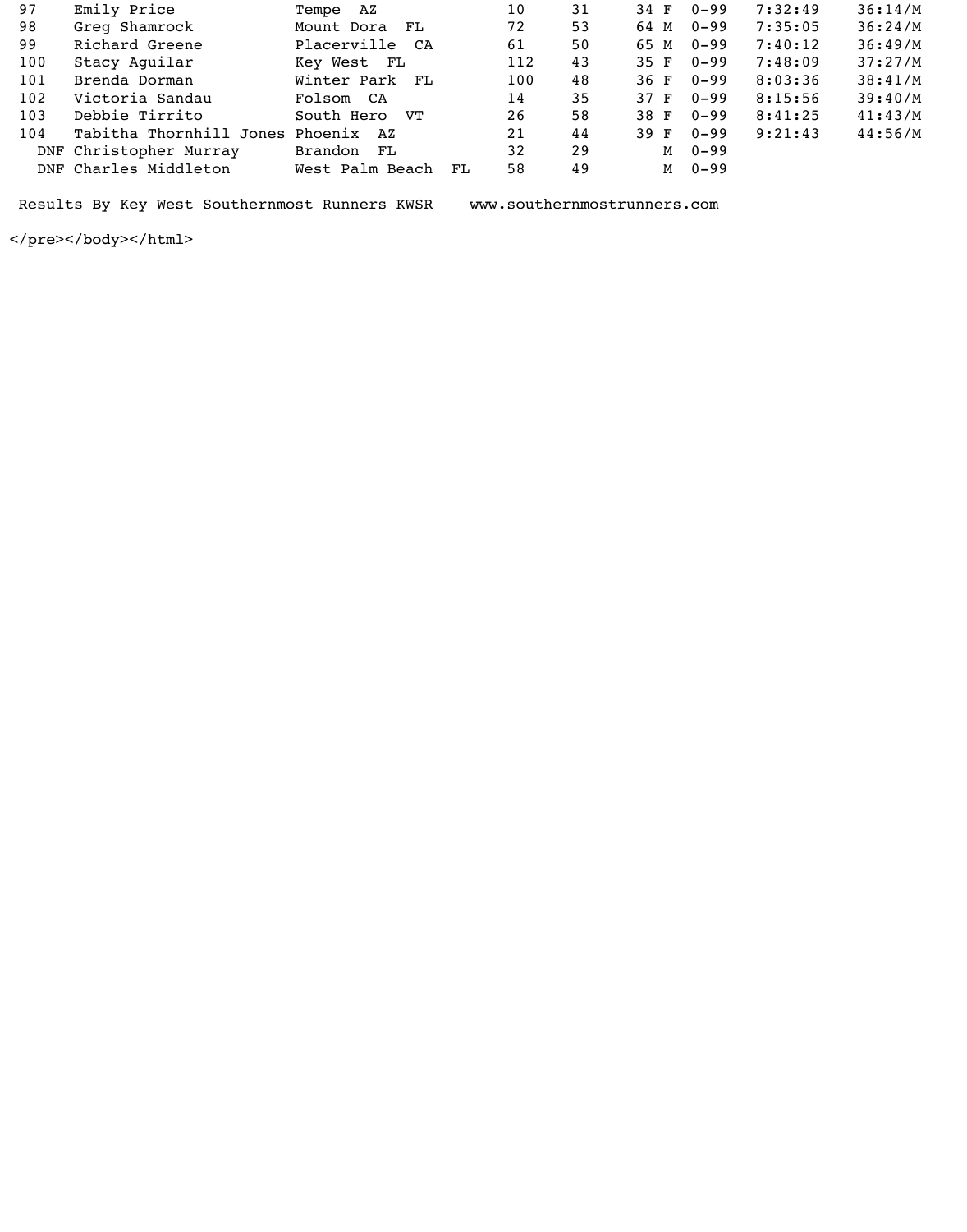| | | | | | | | | | |
|---|---|---|---|---|---|---|---|---|---|
| 97 | Emily Price | Tempe AZ | 10 | 31 | 34 | F | 0-99 | 7:32:49 | 36:14/M |
| 98 | Greg Shamrock | Mount Dora FL | 72 | 53 | 64 | M | 0-99 | 7:35:05 | 36:24/M |
| 99 | Richard Greene | Placerville CA | 61 | 50 | 65 | M | 0-99 | 7:40:12 | 36:49/M |
| 100 | Stacy Aguilar | Key West FL | 112 | 43 | 35 | F | 0-99 | 7:48:09 | 37:27/M |
| 101 | Brenda Dorman | Winter Park FL | 100 | 48 | 36 | F | 0-99 | 8:03:36 | 38:41/M |
| 102 | Victoria Sandau | Folsom CA | 14 | 35 | 37 | F | 0-99 | 8:15:56 | 39:40/M |
| 103 | Debbie Tirrito | South Hero VT | 26 | 58 | 38 | F | 0-99 | 8:41:25 | 41:43/M |
| 104 | Tabitha Thornhill Jones | Phoenix AZ | 21 | 44 | 39 | F | 0-99 | 9:21:43 | 44:56/M |
| DNF | Christopher Murray | Brandon FL | 32 | 29 | | M | 0-99 | | |
| DNF | Charles Middleton | West Palm Beach FL | 58 | 49 | | M | 0-99 | | |

Results By Key West Southernmost Runners KWSR www.southernmostrunners.com

</pre></body></html>